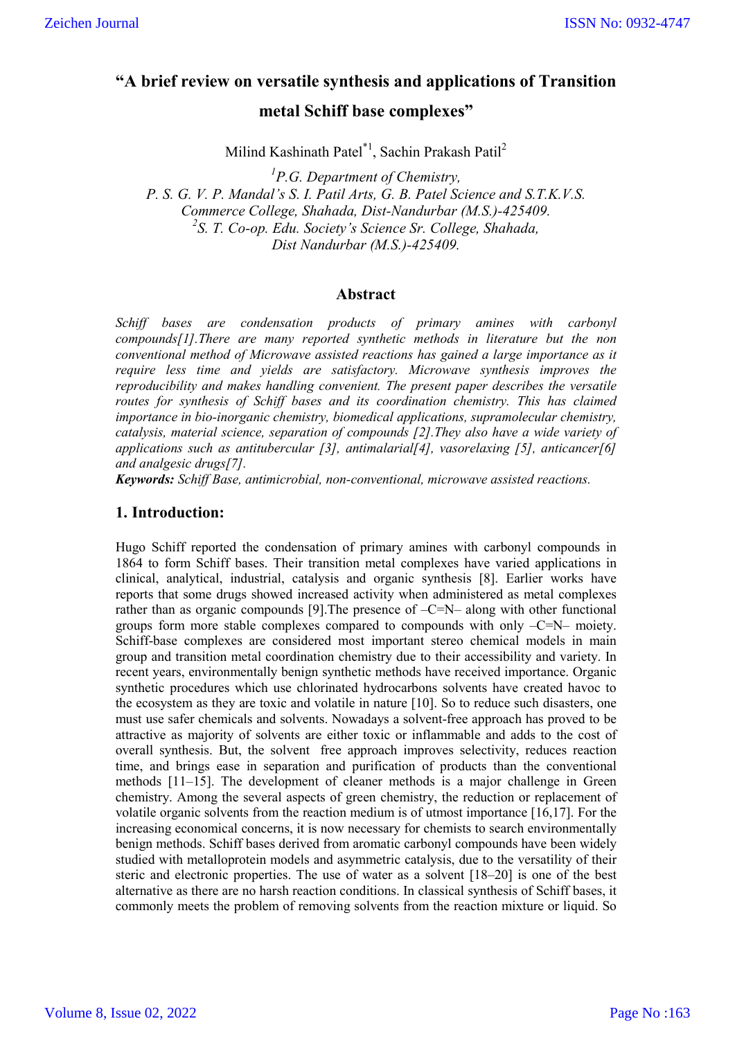# "A brief review on versatile synthesis and applications of Transition metal Schiff base complexes"

Milind Kashinath Patel*[1], Sachin Prakash Patil[2]

[1]*P.G. Department of Chemistry,*
*P. S. G. V. P. Mandal's S. I. Patil Arts, G. B. Patel Science and S.T.K.V.S. Commerce College, Shahada, Dist-Nandurbar (M.S.)-425409.*
[2]*S. T. Co-op. Edu. Society's Science Sr. College, Shahada, Dist Nandurbar (M.S.)-425409.*

## Abstract

*Schiff bases are condensation products of primary amines with carbonyl compounds[1].There are many reported synthetic methods in literature but the non conventional method of Microwave assisted reactions has gained a large importance as it require less time and yields are satisfactory. Microwave synthesis improves the reproducibility and makes handling convenient. The present paper describes the versatile routes for synthesis of Schiff bases and its coordination chemistry. This has claimed importance in bio-inorganic chemistry, biomedical applications, supramolecular chemistry, catalysis, material science, separation of compounds [2].They also have a wide variety of applications such as antitubercular [3], antimalarial[4], vasorelaxing [5], anticancer[6] and analgesic drugs[7].*

***Keywords:*** *Schiff Base, antimicrobial, non-conventional, microwave assisted reactions.*

## 1. Introduction:

Hugo Schiff reported the condensation of primary amines with carbonyl compounds in 1864 to form Schiff bases. Their transition metal complexes have varied applications in clinical, analytical, industrial, catalysis and organic synthesis [8]. Earlier works have reports that some drugs showed increased activity when administered as metal complexes rather than as organic compounds [9].The presence of –C=N– along with other functional groups form more stable complexes compared to compounds with only –C=N– moiety. Schiff-base complexes are considered most important stereo chemical models in main group and transition metal coordination chemistry due to their accessibility and variety. In recent years, environmentally benign synthetic methods have received importance. Organic synthetic procedures which use chlorinated hydrocarbons solvents have created havoc to the ecosystem as they are toxic and volatile in nature [10]. So to reduce such disasters, one must use safer chemicals and solvents. Nowadays a solvent-free approach has proved to be attractive as majority of solvents are either toxic or inflammable and adds to the cost of overall synthesis. But, the solvent free approach improves selectivity, reduces reaction time, and brings ease in separation and purification of products than the conventional methods [11–15]. The development of cleaner methods is a major challenge in Green chemistry. Among the several aspects of green chemistry, the reduction or replacement of volatile organic solvents from the reaction medium is of utmost importance [16,17]. For the increasing economical concerns, it is now necessary for chemists to search environmentally benign methods. Schiff bases derived from aromatic carbonyl compounds have been widely studied with metalloprotein models and asymmetric catalysis, due to the versatility of their steric and electronic properties. The use of water as a solvent [18–20] is one of the best alternative as there are no harsh reaction conditions. In classical synthesis of Schiff bases, it commonly meets the problem of removing solvents from the reaction mixture or liquid. So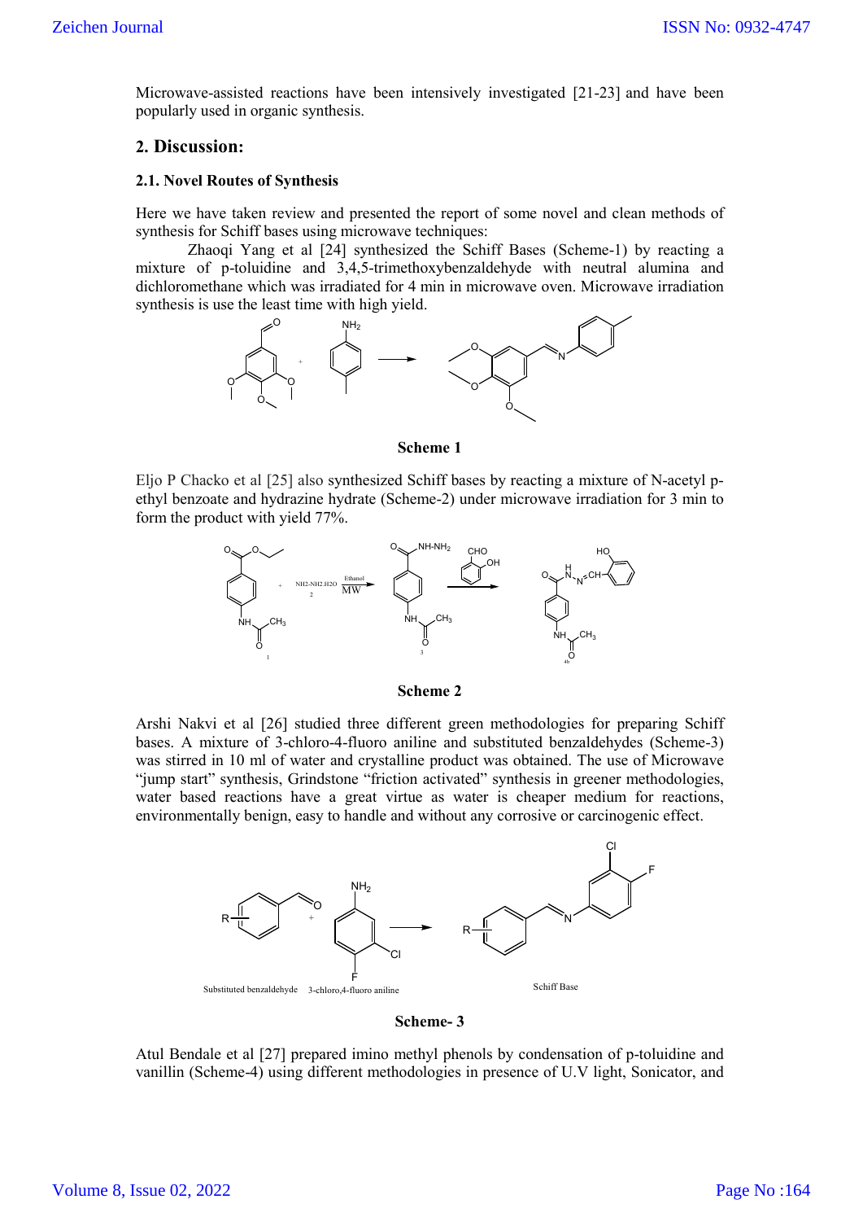Microwave-assisted reactions have been intensively investigated [21-23] and have been popularly used in organic synthesis.

## 2. Discussion:

### 2.1. Novel Routes of Synthesis

Here we have taken review and presented the report of some novel and clean methods of synthesis for Schiff bases using microwave techniques:

Zhaoqi Yang et al [24] synthesized the Schiff Bases (Scheme-1) by reacting a mixture of p-toluidine and 3,4,5-trimethoxybenzaldehyde with neutral alumina and dichloromethane which was irradiated for 4 min in microwave oven. Microwave irradiation synthesis is use the least time with high yield.

**Scheme 1**

Eljo P Chacko et al [25] also synthesized Schiff bases by reacting a mixture of N-acetyl p-ethyl benzoate and hydrazine hydrate (Scheme-2) under microwave irradiation for 3 min to form the product with yield 77%.

**Scheme 2**

Arshi Nakvi et al [26] studied three different green methodologies for preparing Schiff bases. A mixture of 3-chloro-4-fluoro aniline and substituted benzaldehydes (Scheme-3) was stirred in 10 ml of water and crystalline product was obtained. The use of Microwave "jump start" synthesis, Grindstone "friction activated" synthesis in greener methodologies, water based reactions have a great virtue as water is cheaper medium for reactions, environmentally benign, easy to handle and without any corrosive or carcinogenic effect.

Substituted benzaldehyde

3-chloro,4-fluoro aniline

Schiff Base

**Scheme- 3**

Atul Bendale et al [27] prepared imino methyl phenols by condensation of p-toluidine and vanillin (Scheme-4) using different methodologies in presence of U.V light, Sonicator, and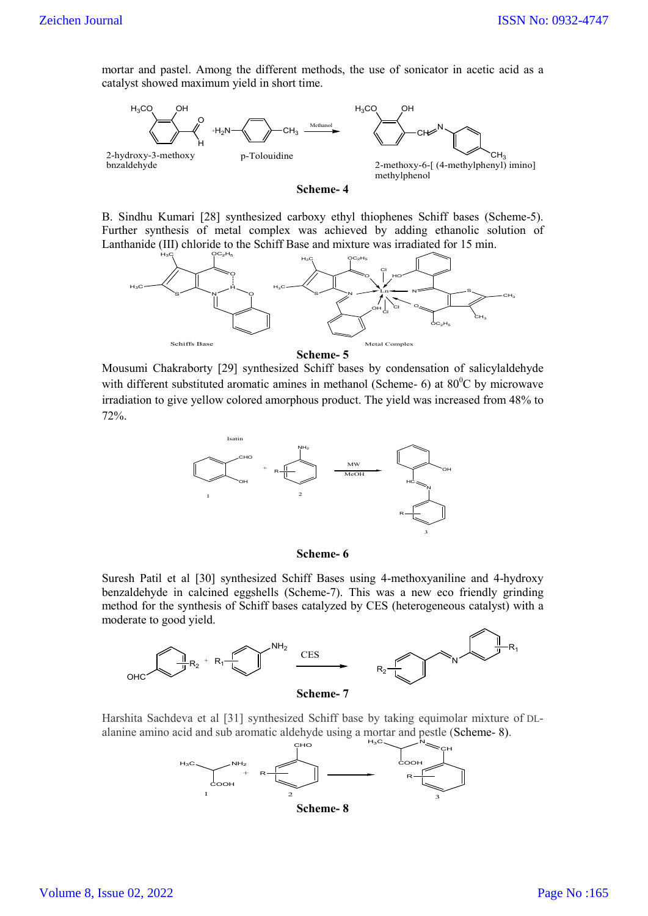mortar and pastel. Among the different methods, the use of sonicator in acetic acid as a catalyst showed maximum yield in short time.

2-hydroxy-3-methoxy bnzaldehyde

p-Tolouidine

Methanol

2-methoxy-6-[ (4-methylphenyl) imino] methylphenol

**Scheme- 4**

B. Sindhu Kumari [28] synthesized carboxy ethyl thiophenes Schiff bases (Scheme-5). Further synthesis of metal complex was achieved by adding ethanolic solution of Lanthanide (III) chloride to the Schiff Base and mixture was irradiated for 15 min.

Schiffs Base

Metal Complex

**Scheme- 5**

Mousumi Chakraborty [29] synthesized Schiff bases by condensation of salicylaldehyde with different substituted aromatic amines in methanol (Scheme- 6) at 80$^0$C by microwave irradiation to give yellow colored amorphous product. The yield was increased from 48% to 72%.

Isatin

MW

MeOH

**Scheme- 6**

Suresh Patil et al [30] synthesized Schiff Bases using 4-methoxyaniline and 4-hydroxy benzaldehyde in calcined eggshells (Scheme-7). This was a new eco friendly grinding method for the synthesis of Schiff bases catalyzed by CES (heterogeneous catalyst) with a moderate to good yield.

CES

**Scheme- 7**

Harshita Sachdeva et al [31] synthesized Schiff base by taking equimolar mixture of DL-alanine amino acid and sub aromatic aldehyde using a mortar and pestle (Scheme- 8).

**Scheme- 8**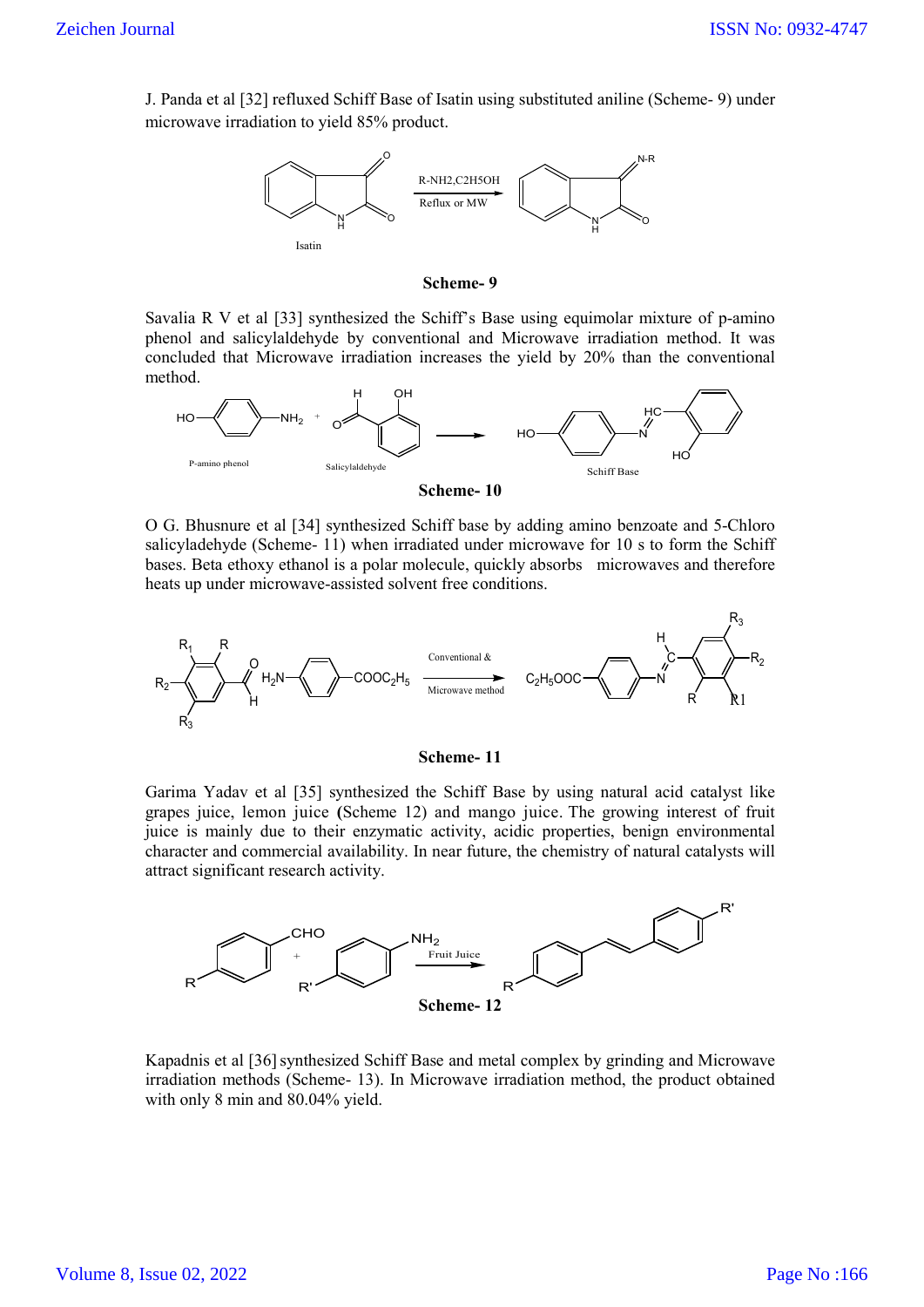J. Panda et al [32] refluxed Schiff Base of Isatin using substituted aniline (Scheme- 9) under microwave irradiation to yield 85% product.

Isatin

R-NH2,C2H5OH

Reflux or MW

**Scheme- 9**

Savalia R V et al [33] synthesized the Schiff's Base using equimolar mixture of p-amino phenol and salicylaldehyde by conventional and Microwave irradiation method. It was concluded that Microwave irradiation increases the yield by 20% than the conventional method.

P-amino phenol

Salicylaldehyde

Schiff Base

**Scheme- 10**

O G. Bhusnure et al [34] synthesized Schiff base by adding amino benzoate and 5-Chloro salicyladehyde (Scheme- 11) when irradiated under microwave for 10 s to form the Schiff bases. Beta ethoxy ethanol is a polar molecule, quickly absorbs microwaves and therefore heats up under microwave-assisted solvent free conditions.

Conventional &

Microwave method

**Scheme- 11**

Garima Yadav et al [35] synthesized the Schiff Base by using natural acid catalyst like grapes juice, lemon juice **(**Scheme 12) and mango juice. The growing interest of fruit juice is mainly due to their enzymatic activity, acidic properties, benign environmental character and commercial availability. In near future, the chemistry of natural catalysts will attract significant research activity.

Fruit Juice

**Scheme- 12**

Kapadnis et al [36] synthesized Schiff Base and metal complex by grinding and Microwave irradiation methods (Scheme- 13). In Microwave irradiation method, the product obtained with only 8 min and 80.04% yield.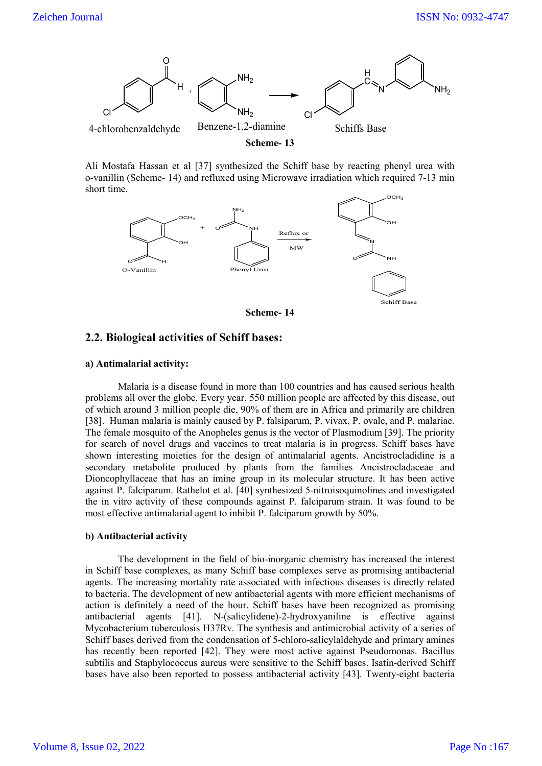4-chlorobenzaldehyde Benzene-1,2-diamine Schiffs Base

**Scheme- 13**

Ali Mostafa Hassan et al [37] synthesized the Schiff base by reacting phenyl urea with o-vanillin (Scheme- 14) and refluxed using Microwave irradiation which required 7-13 min short time.

O-Vanillin Phenyl Urea Reflux or MW Schiff Base

**Scheme- 14**

## 2.2. Biological activities of Schiff bases:

### a) Antimalarial activity:

Malaria is a disease found in more than 100 countries and has caused serious health problems all over the globe. Every year, 550 million people are affected by this disease, out of which around 3 million people die, 90% of them are in Africa and primarily are children [38]. Human malaria is mainly caused by P. falsiparum, P. vivax, P. ovale, and P. malariae. The female mosquito of the Anopheles genus is the vector of Plasmodium [39]. The priority for search of novel drugs and vaccines to treat malaria is in progress. Schiff bases have shown interesting moieties for the design of antimalarial agents. Ancistrocladidine is a secondary metabolite produced by plants from the families Ancistrocladaceae and Dioncophyllaceae that has an imine group in its molecular structure. It has been active against P. falciparum. Rathelot et al. [40] synthesized 5-nitroisoquinolines and investigated the in vitro activity of these compounds against P. falciparum strain. It was found to be most effective antimalarial agent to inhibit P. falciparum growth by 50%.

### b) Antibacterial activity

The development in the field of bio-inorganic chemistry has increased the interest in Schiff base complexes, as many Schiff base complexes serve as promising antibacterial agents. The increasing mortality rate associated with infectious diseases is directly related to bacteria. The development of new antibacterial agents with more efficient mechanisms of action is definitely a need of the hour. Schiff bases have been recognized as promising antibacterial agents [41]. N-(salicylidene)-2-hydroxyaniline is effective against Mycobacterium tuberculosis H37Rv. The synthesis and antimicrobial activity of a series of Schiff bases derived from the condensation of 5-chloro-salicylaldehyde and primary amines has recently been reported [42]. They were most active against Pseudomonas. Bacillus subtilis and Staphylococcus aureus were sensitive to the Schiff bases. Isatin-derived Schiff bases have also been reported to possess antibacterial activity [43]. Twenty-eight bacteria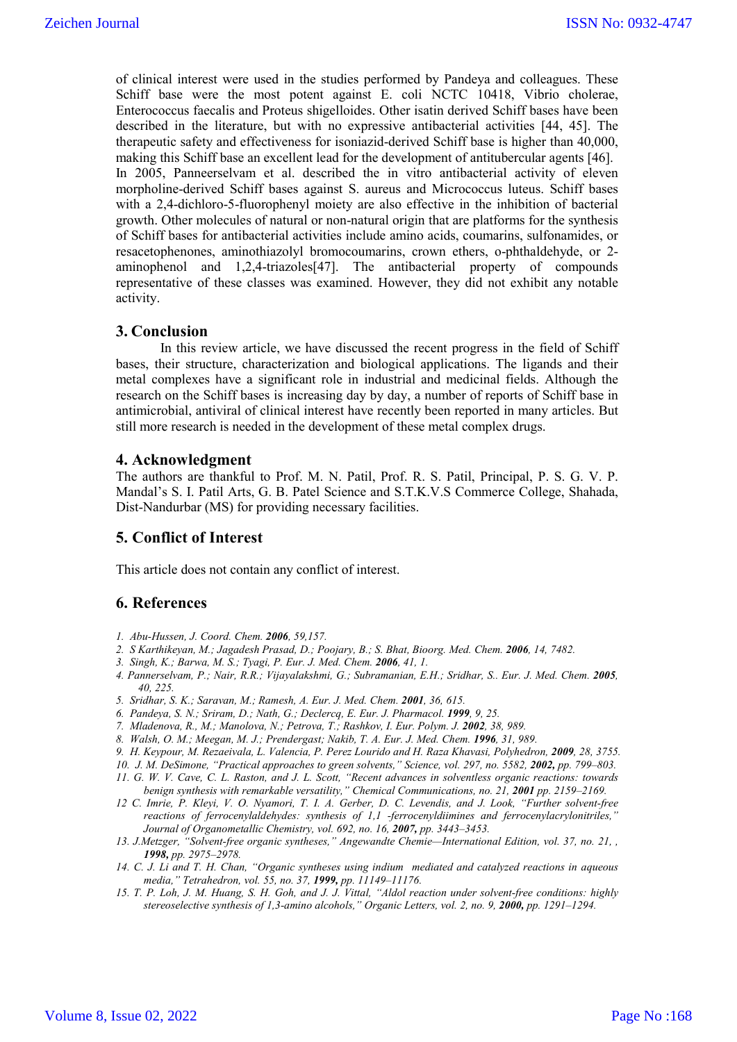of clinical interest were used in the studies performed by Pandeya and colleagues. These Schiff base were the most potent against E. coli NCTC 10418, Vibrio cholerae, Enterococcus faecalis and Proteus shigelloides. Other isatin derived Schiff bases have been described in the literature, but with no expressive antibacterial activities [44, 45]. The therapeutic safety and effectiveness for isoniazid-derived Schiff base is higher than 40,000, making this Schiff base an excellent lead for the development of antitubercular agents [46]. In 2005, Panneerselvam et al. described the in vitro antibacterial activity of eleven morpholine-derived Schiff bases against S. aureus and Micrococcus luteus. Schiff bases with a 2,4-dichloro-5-fluorophenyl moiety are also effective in the inhibition of bacterial growth. Other molecules of natural or non-natural origin that are platforms for the synthesis of Schiff bases for antibacterial activities include amino acids, coumarins, sulfonamides, or resacetophenones, aminothiazolyl bromocoumarins, crown ethers, o-phthaldehyde, or 2-aminophenol and 1,2,4-triazoles[47]. The antibacterial property of compounds representative of these classes was examined. However, they did not exhibit any notable activity.

## 3. Conclusion

In this review article, we have discussed the recent progress in the field of Schiff bases, their structure, characterization and biological applications. The ligands and their metal complexes have a significant role in industrial and medicinal fields. Although the research on the Schiff bases is increasing day by day, a number of reports of Schiff base in antimicrobial, antiviral of clinical interest have recently been reported in many articles. But still more research is needed in the development of these metal complex drugs.

## 4. Acknowledgment

The authors are thankful to Prof. M. N. Patil, Prof. R. S. Patil, Principal, P. S. G. V. P. Mandal's S. I. Patil Arts, G. B. Patel Science and S.T.K.V.S Commerce College, Shahada, Dist-Nandurbar (MS) for providing necessary facilities.

## 5. Conflict of Interest

This article does not contain any conflict of interest.

## 6. References

1. *Abu-Hussen, J. Coord. Chem.* ***2006****, 59,157.*
2. *S Karthikeyan, M.; Jagadesh Prasad, D.; Poojary, B.; S. Bhat, Bioorg. Med. Chem.* ***2006****, 14, 7482.*
3. *Singh, K.; Barwa, M. S.; Tyagi, P. Eur. J. Med. Chem.* ***2006****, 41, 1.*
4. *Pannerselvam, P.; Nair, R.R.; Vijayalakshmi, G.; Subramanian, E.H.; Sridhar, S.. Eur. J. Med. Chem.* ***2005****, 40, 225.*
5. *Sridhar, S. K.; Saravan, M.; Ramesh, A. Eur. J. Med. Chem.* ***2001****, 36, 615.*
6. *Pandeya, S. N.; Sriram, D.; Nath, G.; Declercq, E. Eur. J. Pharmacol.* ***1999****, 9, 25.*
7. *Mladenova, R., M.; Manolova, N.; Petrova, T.; Rashkov, I. Eur. Polym. J.* ***2002****, 38, 989.*
8. *Walsh, O. M.; Meegan, M. J.; Prendergast; Nakib, T. A. Eur. J. Med. Chem.* ***1996****, 31, 989.*
9. *H. Keypour, M. Rezaeivala, L. Valencia, P. Perez Lourido and H. Raza Khavasi, Polyhedron,* ***2009****, 28, 3755.*
10. *J. M. DeSimone, "Practical approaches to green solvents," Science, vol. 297, no. 5582,* ***2002,*** *pp. 799–803.*
11. *G. W. V. Cave, C. L. Raston, and J. L. Scott, "Recent advances in solventless organic reactions: towards benign synthesis with remarkable versatility," Chemical Communications, no. 21,* ***2001*** *pp. 2159–2169.*
12. *C. Imrie, P. Kleyi, V. O. Nyamori, T. I. A. Gerber, D. C. Levendis, and J. Look, "Further solvent-free reactions of ferrocenylaldehydes: synthesis of 1,1 -ferrocenyldiimines and ferrocenylacrylonitriles," Journal of Organometallic Chemistry, vol. 692, no. 16,* ***2007,*** *pp. 3443–3453.*
13. *J.Metzger, "Solvent-free organic syntheses," Angewandte Chemie—International Edition, vol. 37, no. 21, ,* ***1998,*** *pp. 2975–2978.*
14. *C. J. Li and T. H. Chan, "Organic syntheses using indium mediated and catalyzed reactions in aqueous media," Tetrahedron, vol. 55, no. 37,* ***1999,*** *pp. 11149–11176.*
15. *T. P. Loh, J. M. Huang, S. H. Goh, and J. J. Vittal, "Aldol reaction under solvent-free conditions: highly stereoselective synthesis of 1,3-amino alcohols," Organic Letters, vol. 2, no. 9,* ***2000,*** *pp. 1291–1294.*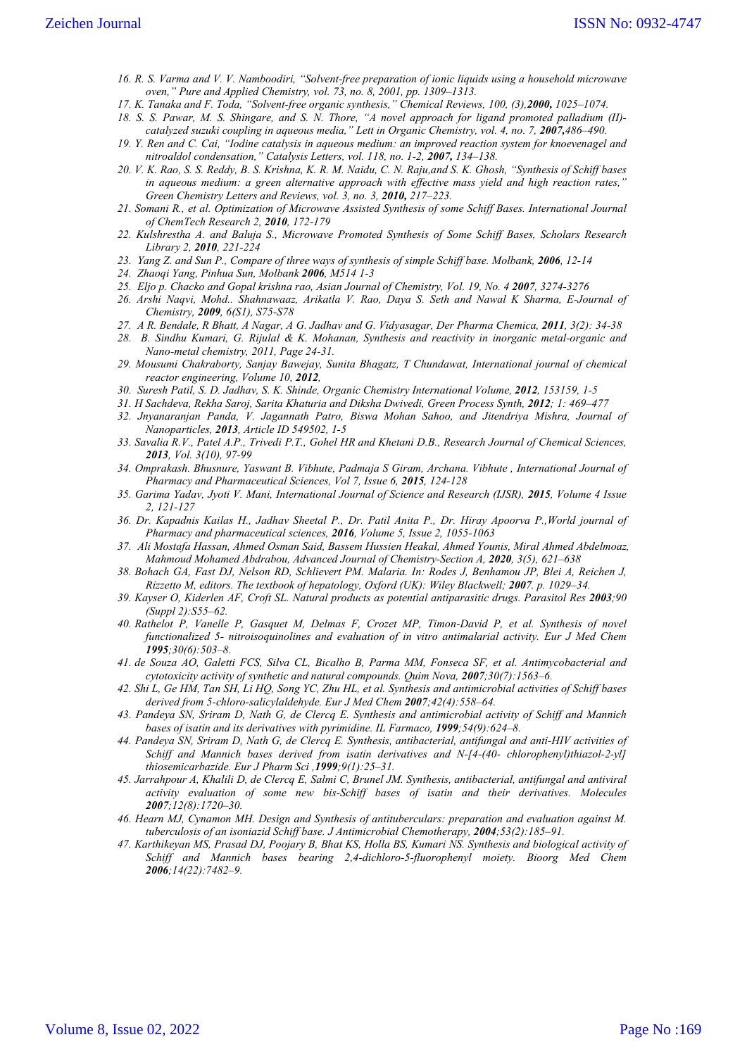16. *R. S. Varma and V. V. Namboodiri, "Solvent-free preparation of ionic liquids using a household microwave oven," Pure and Applied Chemistry, vol. 73, no. 8, 2001, pp. 1309–1313.*
17. *K. Tanaka and F. Toda, "Solvent-free organic synthesis," Chemical Reviews, 100, (3),**2000,** 1025–1074.*
18. *S. S. Pawar, M. S. Shingare, and S. N. Thore, "A novel approach for ligand promoted palladium (II)-catalyzed suzuki coupling in aqueous media," Lett in Organic Chemistry, vol. 4, no. 7, **2007,**486–490.*
19. *Y. Ren and C. Cai, "Iodine catalysis in aqueous medium: an improved reaction system for knoevenagel and nitroaldol condensation," Catalysis Letters, vol. 118, no. 1-2, **2007,** 134–138.*
20. *V. K. Rao, S. S. Reddy, B. S. Krishna, K. R. M. Naidu, C. N. Raju,and S. K. Ghosh, "Synthesis of Schiff bases in aqueous medium: a green alternative approach with effective mass yield and high reaction rates," Green Chemistry Letters and Reviews, vol. 3, no. 3, **2010,** 217–223.*
21. *Somani R., et al. Optimization of Microwave Assisted Synthesis of some Schiff Bases. International Journal of ChemTech Research 2, **2010**, 172-179*
22. *Kulshrestha A. and Baluja S., Microwave Promoted Synthesis of Some Schiff Bases, Scholars Research Library 2, **2010**, 221-224*
23. *Yang Z. and Sun P., Compare of three ways of synthesis of simple Schiff base. Molbank, **2006**, 12-14*
24. *Zhaoqi Yang, Pinhua Sun, Molbank **2006**, M514 1-3*
25. *Eljo p. Chacko and Gopal krishna rao, Asian Journal of Chemistry, Vol. 19, No. 4 **2007**, 3274-3276*
26. *Arshi Naqvi, Mohd.. Shahnawaaz, Arikatla V. Rao, Daya S. Seth and Nawal K Sharma, E-Journal of Chemistry, **2009**, 6(S1), S75-S78*
27. *A R. Bendale, R Bhatt, A Nagar, A G. Jadhav and G. Vidyasagar, Der Pharma Chemica, **2011**, 3(2): 34-38*
28. *B. Sindhu Kumari, G. Rijulal & K. Mohanan, Synthesis and reactivity in inorganic metal-organic and Nano-metal chemistry, 2011, Page 24-31.*
29. *Mousumi Chakraborty, Sanjay Bawejay, Sunita Bhagatz, T Chundawat, International journal of chemical reactor engineering, Volume 10, **2012**,*
30. *Suresh Patil, S. D. Jadhav, S. K. Shinde, Organic Chemistry International Volume, **2012**, 153159, 1-5*
31. *H Sachdeva, Rekha Saroj, Sarita Khaturia and Diksha Dwivedi, Green Process Synth, **2012**; 1: 469–477*
32. *Jnyanaranjan Panda, V. Jagannath Patro, Biswa Mohan Sahoo, and Jitendriya Mishra, Journal of Nanoparticles, **2013**, Article ID 549502, 1-5*
33. *Savalia R.V., Patel A.P., Trivedi P.T., Gohel HR and Khetani D.B., Research Journal of Chemical Sciences, **2013**, Vol. 3(10), 97-99*
34. *Omprakash. Bhusnure, Yaswant B. Vibhute, Padmaja S Giram, Archana. Vibhute , International Journal of Pharmacy and Pharmaceutical Sciences, Vol 7, Issue 6, **2015**, 124-128*
35. *Garima Yadav, Jyoti V. Mani, International Journal of Science and Research (IJSR), **2015**, Volume 4 Issue 2, 121-127*
36. *Dr. Kapadnis Kailas H., Jadhav Sheetal P., Dr. Patil Anita P., Dr. Hiray Apoorva P.,World journal of Pharmacy and pharmaceutical sciences, **2016**, Volume 5, Issue 2, 1055-1063*
37. *Ali Mostafa Hassan, Ahmed Osman Said, Bassem Hussien Heakal, Ahmed Younis, Miral Ahmed Abdelmoaz, Mahmoud Mohamed Abdrabou, Advanced Journal of Chemistry-Section A, **2020**, 3(5), 621–638*
38. *Bohach GA, Fast DJ, Nelson RD, Schlievert PM. Malaria. In: Rodes J, Benhamou JP, Blei A, Reichen J, Rizzetto M, editors. The textbook of hepatology, Oxford (UK): Wiley Blackwell; **2007**. p. 1029–34.*
39. *Kayser O, Kiderlen AF, Croft SL. Natural products as potential antiparasitic drugs. Parasitol Res **2003**;90 (Suppl 2):S55–62.*
40. *Rathelot P, Vanelle P, Gasquet M, Delmas F, Crozet MP, Timon-David P, et al. Synthesis of novel functionalized 5- nitroisoquinolines and evaluation of in vitro antimalarial activity. Eur J Med Chem **1995**;30(6):503–8.*
41. *de Souza AO, Galetti FCS, Silva CL, Bicalho B, Parma MM, Fonseca SF, et al. Antimycobacterial and cytotoxicity activity of synthetic and natural compounds. Quim Nova, **2007**;30(7):1563–6.*
42. *Shi L, Ge HM, Tan SH, Li HQ, Song YC, Zhu HL, et al. Synthesis and antimicrobial activities of Schiff bases derived from 5-chloro-salicylaldehyde. Eur J Med Chem **2007**;42(4):558–64.*
43. *Pandeya SN, Sriram D, Nath G, de Clercq E. Synthesis and antimicrobial activity of Schiff and Mannich bases of isatin and its derivatives with pyrimidine. IL Farmaco, **1999**;54(9):624–8.*
44. *Pandeya SN, Sriram D, Nath G, de Clercq E. Synthesis, antibacterial, antifungal and anti-HIV activities of Schiff and Mannich bases derived from isatin derivatives and N-[4-(40- chlorophenyl)thiazol-2-yl] thiosemicarbazide. Eur J Pharm Sci ,**1999**;9(1):25–31.*
45. *Jarrahpour A, Khalili D, de Clercq E, Salmi C, Brunel JM. Synthesis, antibacterial, antifungal and antiviral activity evaluation of some new bis-Schiff bases of isatin and their derivatives. Molecules **2007**;12(8):1720–30.*
46. *Hearn MJ, Cynamon MH. Design and Synthesis of antituberculars: preparation and evaluation against M. tuberculosis of an isoniazid Schiff base. J Antimicrobial Chemotherapy, **2004**;53(2):185–91.*
47. *Karthikeyan MS, Prasad DJ, Poojary B, Bhat KS, Holla BS, Kumari NS. Synthesis and biological activity of Schiff and Mannich bases bearing 2,4-dichloro-5-fluorophenyl moiety. Bioorg Med Chem **2006**;14(22):7482–9.*